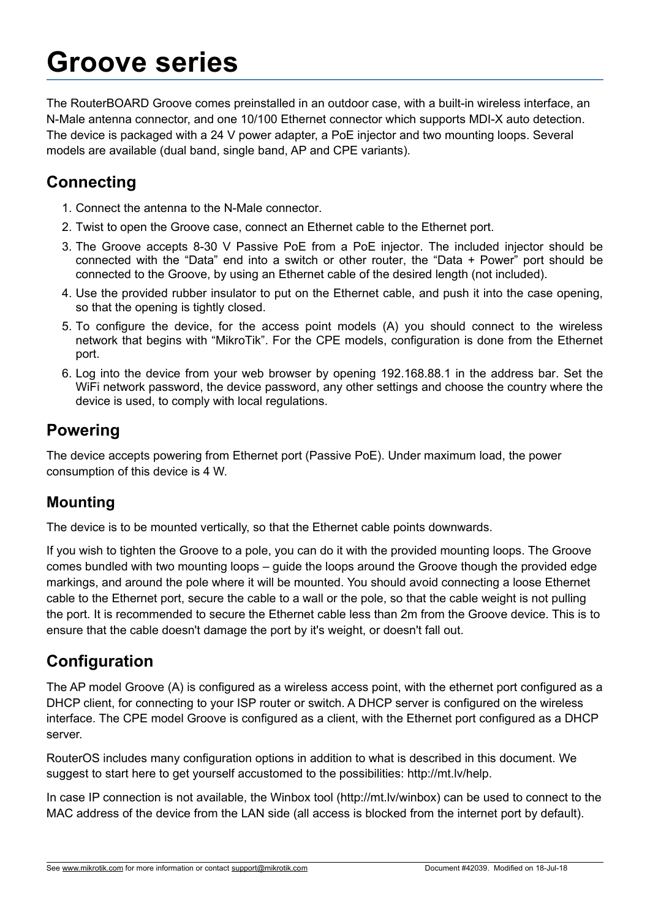# Groove series

The RouterBOARD Groove comes preinstalled in an outdoor case, with a built-in wireless interface, an N-Male antenna connector, and one 10/100 Ethernet connector which supports MDI-X auto detection. The device is packaged with a 24 V power adapter, a PoE injector and two mounting loops. Several models are available (dual band, single band, AP and CPE variants).

## Connecting

1. Connect the antenna to the N-Male connector.
2. Twist to open the Groove case, connect an Ethernet cable to the Ethernet port.
3. The Groove accepts 8-30 V Passive PoE from a PoE injector. The included injector should be connected with the “Data” end into a switch or other router, the “Data + Power” port should be connected to the Groove, by using an Ethernet cable of the desired length (not included).
4. Use the provided rubber insulator to put on the Ethernet cable, and push it into the case opening, so that the opening is tightly closed.
5. To configure the device, for the access point models (A) you should connect to the wireless network that begins with “MikroTik”. For the CPE models, configuration is done from the Ethernet port.
6. Log into the device from your web browser by opening 192.168.88.1 in the address bar. Set the WiFi network password, the device password, any other settings and choose the country where the device is used, to comply with local regulations.

## Powering

The device accepts powering from Ethernet port (Passive PoE). Under maximum load, the power consumption of this device is 4 W.

## Mounting

The device is to be mounted vertically, so that the Ethernet cable points downwards.

If you wish to tighten the Groove to a pole, you can do it with the provided mounting loops. The Groove comes bundled with two mounting loops – guide the loops around the Groove though the provided edge markings, and around the pole where it will be mounted. You should avoid connecting a loose Ethernet cable to the Ethernet port, secure the cable to a wall or the pole, so that the cable weight is not pulling the port. It is recommended to secure the Ethernet cable less than 2m from the Groove device. This is to ensure that the cable doesn't damage the port by it's weight, or doesn't fall out.

## Configuration

The AP model Groove (A) is configured as a wireless access point, with the ethernet port configured as a DHCP client, for connecting to your ISP router or switch. A DHCP server is configured on the wireless interface. The CPE model Groove is configured as a client, with the Ethernet port configured as a DHCP server.

RouterOS includes many configuration options in addition to what is described in this document. We suggest to start here to get yourself accustomed to the possibilities: http://mt.lv/help.

In case IP connection is not available, the Winbox tool (http://mt.lv/winbox) can be used to connect to the MAC address of the device from the LAN side (all access is blocked from the internet port by default).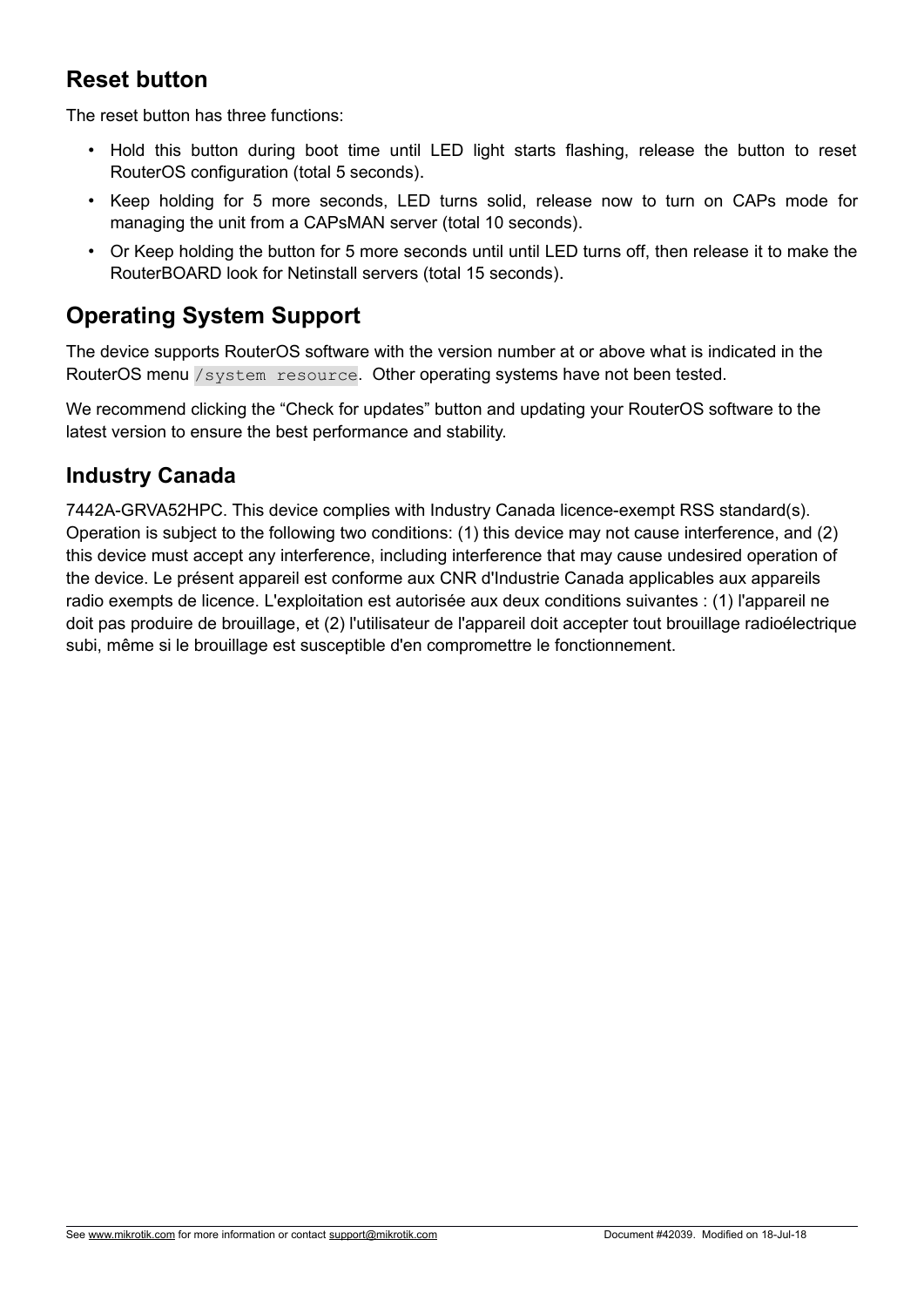## Reset button

The reset button has three functions:

- Hold this button during boot time until LED light starts flashing, release the button to reset RouterOS configuration (total 5 seconds).
- Keep holding for 5 more seconds, LED turns solid, release now to turn on CAPs mode for managing the unit from a CAPsMAN server (total 10 seconds).
- Or Keep holding the button for 5 more seconds until until LED turns off, then release it to make the RouterBOARD look for Netinstall servers (total 15 seconds).

## Operating System Support

The device supports RouterOS software with the version number at or above what is indicated in the RouterOS menu `/system resource`. Other operating systems have not been tested.

We recommend clicking the "Check for updates" button and updating your RouterOS software to the latest version to ensure the best performance and stability.

### Industry Canada

7442A-GRVA52HPC. This device complies with Industry Canada licence-exempt RSS standard(s). Operation is subject to the following two conditions: (1) this device may not cause interference, and (2) this device must accept any interference, including interference that may cause undesired operation of the device. Le présent appareil est conforme aux CNR d'Industrie Canada applicables aux appareils radio exempts de licence. L'exploitation est autorisée aux deux conditions suivantes : (1) l'appareil ne doit pas produire de brouillage, et (2) l'utilisateur de l'appareil doit accepter tout brouillage radioélectrique subi, même si le brouillage est susceptible d'en compromettre le fonctionnement.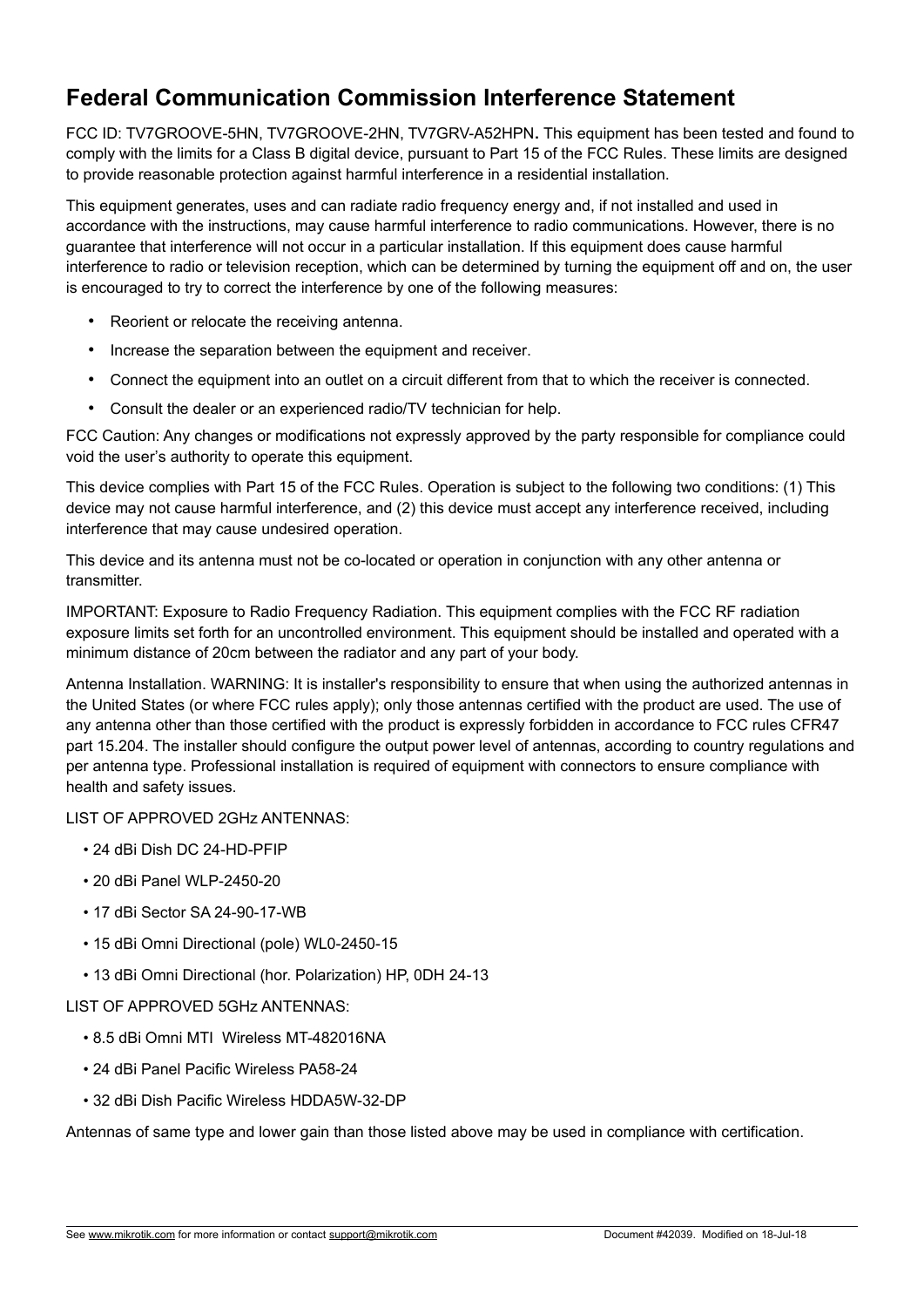# Federal Communication Commission Interference Statement

FCC ID: TV7GROOVE-5HN, TV7GROOVE-2HN, TV7GRV-A52HPN**.** This equipment has been tested and found to comply with the limits for a Class B digital device, pursuant to Part 15 of the FCC Rules. These limits are designed to provide reasonable protection against harmful interference in a residential installation.

This equipment generates, uses and can radiate radio frequency energy and, if not installed and used in accordance with the instructions, may cause harmful interference to radio communications. However, there is no guarantee that interference will not occur in a particular installation. If this equipment does cause harmful interference to radio or television reception, which can be determined by turning the equipment off and on, the user is encouraged to try to correct the interference by one of the following measures:

- Reorient or relocate the receiving antenna.
- Increase the separation between the equipment and receiver.
- Connect the equipment into an outlet on a circuit different from that to which the receiver is connected.
- Consult the dealer or an experienced radio/TV technician for help.

FCC Caution: Any changes or modifications not expressly approved by the party responsible for compliance could void the user's authority to operate this equipment.

This device complies with Part 15 of the FCC Rules. Operation is subject to the following two conditions: (1) This device may not cause harmful interference, and (2) this device must accept any interference received, including interference that may cause undesired operation.

This device and its antenna must not be co-located or operation in conjunction with any other antenna or transmitter.

IMPORTANT: Exposure to Radio Frequency Radiation. This equipment complies with the FCC RF radiation exposure limits set forth for an uncontrolled environment. This equipment should be installed and operated with a minimum distance of 20cm between the radiator and any part of your body.

Antenna Installation. WARNING: It is installer's responsibility to ensure that when using the authorized antennas in the United States (or where FCC rules apply); only those antennas certified with the product are used. The use of any antenna other than those certified with the product is expressly forbidden in accordance to FCC rules CFR47 part 15.204. The installer should configure the output power level of antennas, according to country regulations and per antenna type. Professional installation is required of equipment with connectors to ensure compliance with health and safety issues.

LIST OF APPROVED 2GHz ANTENNAS:

- 24 dBi Dish DC 24-HD-PFIP
- 20 dBi Panel WLP-2450-20
- 17 dBi Sector SA 24-90-17-WB
- 15 dBi Omni Directional (pole) WL0-2450-15
- 13 dBi Omni Directional (hor. Polarization) HP, 0DH 24-13

LIST OF APPROVED 5GHz ANTENNAS:

- 8.5 dBi Omni MTI Wireless MT-482016NA
- 24 dBi Panel Pacific Wireless PA58-24
- 32 dBi Dish Pacific Wireless HDDA5W-32-DP

Antennas of same type and lower gain than those listed above may be used in compliance with certification.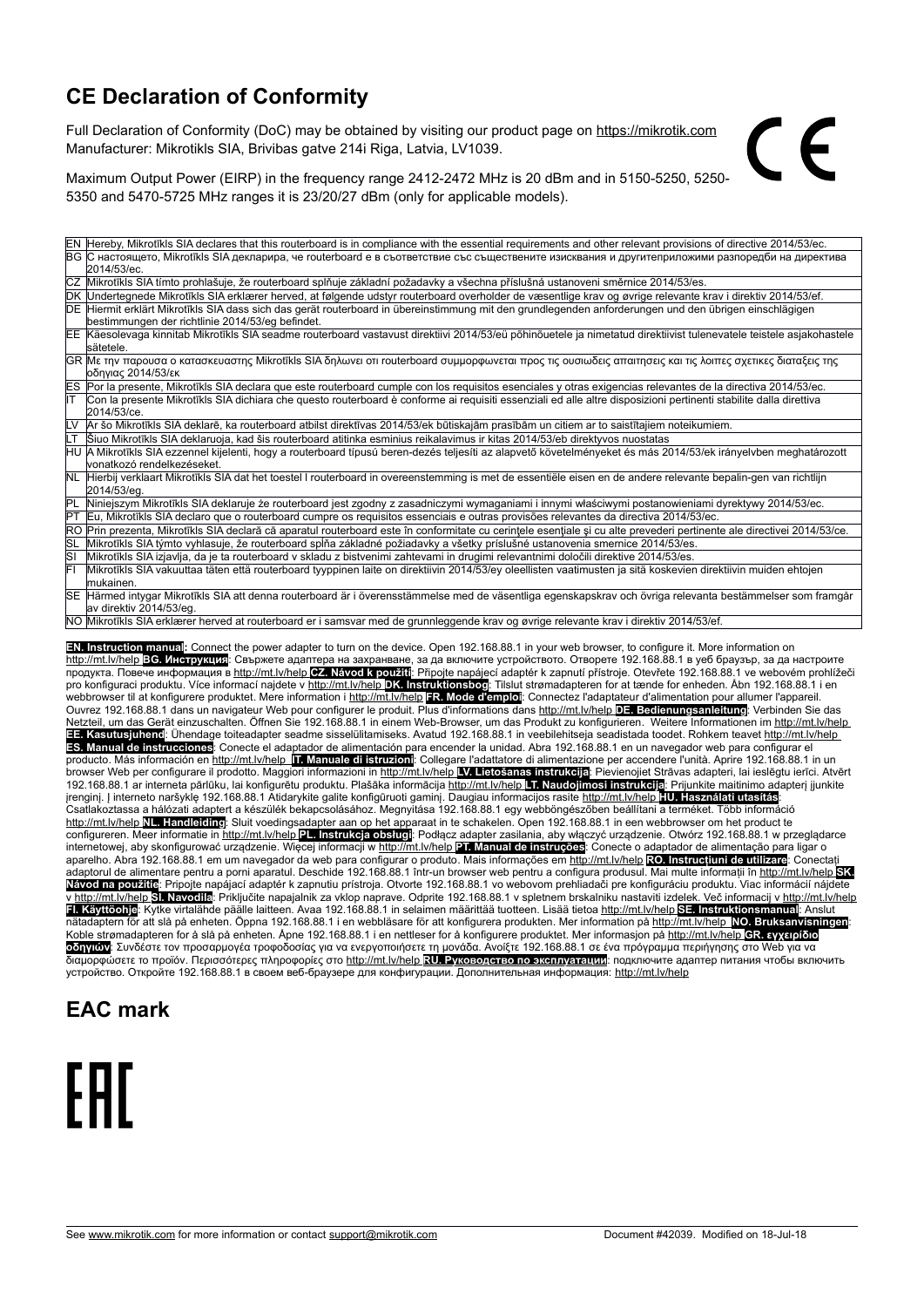# CE Declaration of Conformity

Full Declaration of Conformity (DoC) may be obtained by visiting our product page on https://mikrotik.com
Manufacturer: Mikrotikls SIA, Brivibas gatve 214i Riga, Latvia, LV1039.

Maximum Output Power (EIRP) in the frequency range 2412-2472 MHz is 20 dBm and in 5150-5250, 5250-5350 and 5470-5725 MHz ranges it is 23/20/27 dBm (only for applicable models).

CE

| | |
|---|---|
| EN | Hereby, Mikrotīkls SIA declares that this routerboard is in compliance with the essential requirements and other relevant provisions of directive 2014/53/ec. |
| BG | С настоящето, Mikrotīkls SIA декларира, че routerboard е в съответствие със съществените изисквания и другитеприложими разпоредби на директива 2014/53/ec. |
| CZ | Mikrotīkls SIA tímto prohlašuje, že routerboard splňuje základní požadavky a všechna příslušná ustanoveni směrnice 2014/53/es. |
| DK | Undertegnede Mikrotīkls SIA erklærer herved, at følgende udstyr routerboard overholder de væsentlige krav og øvrige relevante krav i direktiv 2014/53/ef. |
| DE | Hiermit erklärt Mikrotīkls SIA dass sich das gerät routerboard in übereinstimmung mit den grundlegenden anforderungen und den übrigen einschlägigen bestimmungen der richtlinie 2014/53/eg befindet. |
| EE | Käesolevaga kinnitab Mikrotīkls SIA seadme routerboard vastavust direktiivi 2014/53/eü põhinõuetele ja nimetatud direktiivist tulenevatele teistele asjakohastele sätetele. |
| GR | Με την παρουσα ο κατασκευαστης Mikrotīkls SIA δηλωνει οτι routerboard συμμορφωνεται προς τις ουσιωδεις απαιτησεις και τις λοιπες σχετικες διαταξεις της οδηγιας 2014/53/εκ |
| ES | Por la presente, Mikrotīkls SIA declara que este routerboard cumple con los requisitos esenciales y otras exigencias relevantes de la directiva 2014/53/ec. |
| IT | Con la presente Mikrotīkls SIA dichiara che questo routerboard è conforme ai requisiti essenziali ed alle altre disposizioni pertinenti stabilite dalla direttiva 2014/53/ce. |
| LV | Ar šo Mikrotīkls SIA deklarē, ka routerboard atbilst direktīvas 2014/53/ek būtiskajām prasībām un citiem ar to saistītajiem noteikumiem. |
| LT | Šiuo Mikrotīkls SIA deklaruoja, kad šis routerboard atitinka esminius reikalavimus ir kitas 2014/53/eb direktyvos nuostatas |
| HU | A Mikrotīkls SIA ezzennel kijelenti, hogy a routerboard típusú beren-dezés teljesíti az alapvető követelményeket és más 2014/53/ek irányelvben meghatározott vonatkozó rendelkezéseket. |
| NL | Hierbij verklaart Mikrotīkls SIA dat het toestel l routerboard in overeenstemming is met de essentiële eisen en de andere relevante bepalin-gen van richtlijn 2014/53/eg. |
| PL | Niniejszym Mikrotīkls SIA deklaruje że routerboard jest zgodny z zasadniczymi wymaganiami i innymi właściwymi postanowieniami dyrektywy 2014/53/ec. |
| PT | Eu, Mikrotīkls SIA declaro que o routerboard cumpre os requisitos essenciais e outras provisões relevantes da directiva 2014/53/ec. |
| RO | Prin prezenta, Mikrotīkls SIA declară că aparatul routerboard este în conformitate cu cerinţele esenţiale şi cu alte prevederi pertinente ale directivei 2014/53/ce. |
| SL | Mikrotīkls SIA týmto vyhlasuje, že routerboard spĺňa základné požiadavky a všetky príslušné ustanovenia smernice 2014/53/es. |
| SI | Mikrotīkls SIA izjavlja, da je ta routerboard v skladu z bistvenimi zahtevami in drugimi relevantnimi določili direktive 2014/53/es. |
| FI | Mikrotīkls SIA vakuuttaa täten että routerboard tyyppinen laite on direktiivin 2014/53/ey oleellisten vaatimusten ja sitä koskevien direktiivin muiden ehtojen mukainen. |
| SE | Härmed intygar Mikrotīkls SIA att denna routerboard är i överensstämmelse med de väsentliga egenskapskrav och övriga relevanta bestämmelser som framgår av direktiv 2014/53/eg. |
| NO | Mikrotīkls SIA erklærer herved at routerboard er i samsvar med de grunnleggende krav og øvrige relevante krav i direktiv 2014/53/ef. |

**EN. Instruction manual:** Connect the power adapter to turn on the device. Open 192.168.88.1 in your web browser, to configure it. More information on http://mt.lv/help **BG. Инструкция**: Свържете адаптера на захранване, за да включите устройството. Отворете 192.168.88.1 в уеб браузър, за да настроите продукта. Повече информация в http://mt.lv/help **CZ. Návod k použití**: Připojte napájecí adaptér k zapnutí přístroje. Otevřete 192.168.88.1 ve webovém prohlížeči pro konfiguraci produktu. Více informací najdete v http://mt.lv/help **DK. Instruktionsbog**: Tilslut strømadapteren for at tænde for enheden. Åbn 192.168.88.1 i en webbrowser til at konfigurere produktet. Mere information i http://mt.lv/help **FR. Mode d'emploi**: Connectez l'adaptateur d'alimentation pour allumer l'appareil. Ouvrez 192.168.88.1 dans un navigateur Web pour configurer le produit. Plus d'informations dans http://mt.lv/help **DE. Bedienungsanleitung**: Verbinden Sie das Netzteil, um das Gerät einzuschalten. Öffnen Sie 192.168.88.1 in einem Web-Browser, um das Produkt zu konfigurieren. Weitere Informationen im http://mt.lv/help **EE. Kasutusjuhend**: Ühendage toiteadapter seadme sisselülitamiseks. Avatud 192.168.88.1 in veebilehitseja seadistada toodet. Rohkem teavet http://mt.lv/help **ES. Manual de instrucciones**: Conecte el adaptador de alimentación para encender la unidad. Abra 192.168.88.1 en un navegador web para configurar el producto. Más información en http://mt.lv/help **IT. Manuale di istruzioni**: Collegare l'adattatore di alimentazione per accendere l'unità. Aprire 192.168.88.1 in un browser Web per configurare il prodotto. Maggiori informazioni in http://mt.lv/help **LV. Lietošanas instrukcija**: Pievienojiet Strāvas adapteri, lai ieslēgtu ierīci. Atvērt 192.168.88.1 ar interneta pārlūku, lai konfigurētu produktu. Plašāka informācija http://mt.lv/help **LT. Naudojimosi instrukcija**: Prijunkite maitinimo adapterį įjunkite įrenginį. Į interneto naršyklę 192.168.88.1 Atidarykite galite konfigūruoti gaminį. Daugiau informacijos rasite http://mt.lv/help **HU. Használati utasítás**: Csatlakoztassa a hálózati adaptert a készülék bekapcsolásához. Megnyitása 192.168.88.1 egy webböngészőben beállítani a terméket. Több információ http://mt.lv/help **NL. Handleiding**: Sluit voedingsadapter aan op het apparaat in te schakelen. Open 192.168.88.1 in een webbrowser om het product te configureren. Meer informatie in http://mt.lv/help **PL. Instrukcja obsługi**: Podłącz adapter zasilania, aby włączyć urządzenie. Otwórz 192.168.88.1 w przeglądarce internetowej, aby skonfigurować urządzenie. Więcej informacji w http://mt.lv/help **PT. Manual de instruções**: Conecte o adaptador de alimentação para ligar o aparelho. Abra 192.168.88.1 em um navegador da web para configurar o produto. Mais informações em http://mt.lv/help **RO. Instrucţiuni de utilizare**: Conectaţi adaptorul de alimentare pentru a porni aparatul. Deschide 192.168.88.1 într-un browser web pentru a configura produsul. Mai multe informaţii în http://mt.lv/help **SK. Návod na použitie**: Pripojte napájací adaptér k zapnutiu prístroja. Otvorte 192.168.88.1 vo webovom prehliadači pre konfiguráciu produktu. Viac informácií nájdete v http://mt.lv/help **SI. Navodila**: Priključite napajalnik za vklop naprave. Odprite 192.168.88.1 v spletnem brskalniku nastaviti izdelek. Več informacij v http://mt.lv/help **FI. Käyttöohje**: Kytke virtalähde päälle laitteen. Avaa 192.168.88.1 in selaimen määrittää tuotteen. Lisää tietoa http://mt.lv/help **SE. Instruktionsmanual**: Anslut nätadaptern för att slå på enheten. Öppna 192.168.88.1 i en webbläsare för att konfigurera produkten. Mer information på http://mt.lv/help **NO. Bruksanvisningen**: Koble strømadapteren for å slå på enheten. Åpne 192.168.88.1 i en nettleser for å konfigurere produktet. Mer informasjon på http://mt.lv/help **GR. εγχειρίδιο οδηγιών**: Συνδέστε τον προσαρμογέα τροφοδοσίας για να ενεργοποιήσετε τη μονάδα. Ανοίξτε 192.168.88.1 σε ένα πρόγραμμα περιήγησης στο Web για να διαμορφώσετε το προϊόν. Περισσότερες πληροφορίες στο http://mt.lv/help **RU. Руководство по эксплуатации**: подключите адаптер питания чтобы включить устройство. Откройте 192.168.88.1 в своем веб-браузере для конфигурации. Дополнительная информация: http://mt.lv/help

## EAC mark

EAC

See www.mikrotik.com for more information or contact support@mikrotik.com

Document #42039. Modified on 18-Jul-18